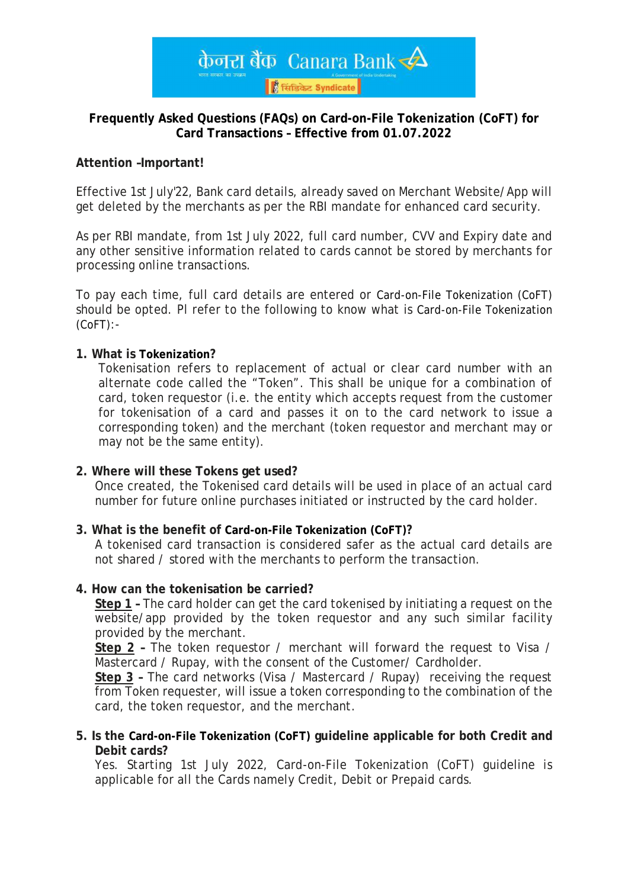# Frequently Asked Questions (FAQs) on Card-on-File Tokenization (CoFT) for Card Transactions – Effective from 01.07.2022

**Attention –Important!**

Effective 1st July'22, Bank card details, already saved on Merchant Website/App will get deleted by the merchants as per the RBI mandate for enhanced card security.

As per RBI mandate, from 1st July 2022, full card number, CVV and Expiry date and any other sensitive information related to cards cannot be stored by merchants for processing online transactions.

To pay each time, full card details are entered or Card-on-File Tokenization (CoFT) should be opted. Pl refer to the following to know what is Card-on-File Tokenization (CoFT):-

1. **What is Tokenization?**
   Tokenisation refers to replacement of actual or clear card number with an alternate code called the "Token". This shall be unique for a combination of card, token requestor (i.e. the entity which accepts request from the customer for tokenisation of a card and passes it on to the card network to issue a corresponding token) and the merchant (token requestor and merchant may or may not be the same entity).

2. **Where will these Tokens get used?**
   Once created, the Tokenised card details will be used in place of an actual card number for future online purchases initiated or instructed by the card holder.

3. **What is the benefit of Card-on-File Tokenization (CoFT)?**
   A tokenised card transaction is considered safer as the actual card details are not shared / stored with the merchants to perform the transaction.

4. **How can the tokenisation be carried?**
   **Step 1** – The card holder can get the card tokenised by initiating a request on the website/app provided by the token requestor and any such similar facility provided by the merchant.
   **Step 2** – The token requestor / merchant will forward the request to Visa / Mastercard / Rupay, with the consent of the Customer/ Cardholder.
   **Step 3** – The card networks (Visa / Mastercard / Rupay) receiving the request from Token requester, will issue a token corresponding to the combination of the card, the token requestor, and the merchant.

5. **Is the Card-on-File Tokenization (CoFT) guideline applicable for both Credit and Debit cards?**
   Yes. Starting 1st July 2022, Card-on-File Tokenization (CoFT) guideline is applicable for all the Cards namely Credit, Debit or Prepaid cards.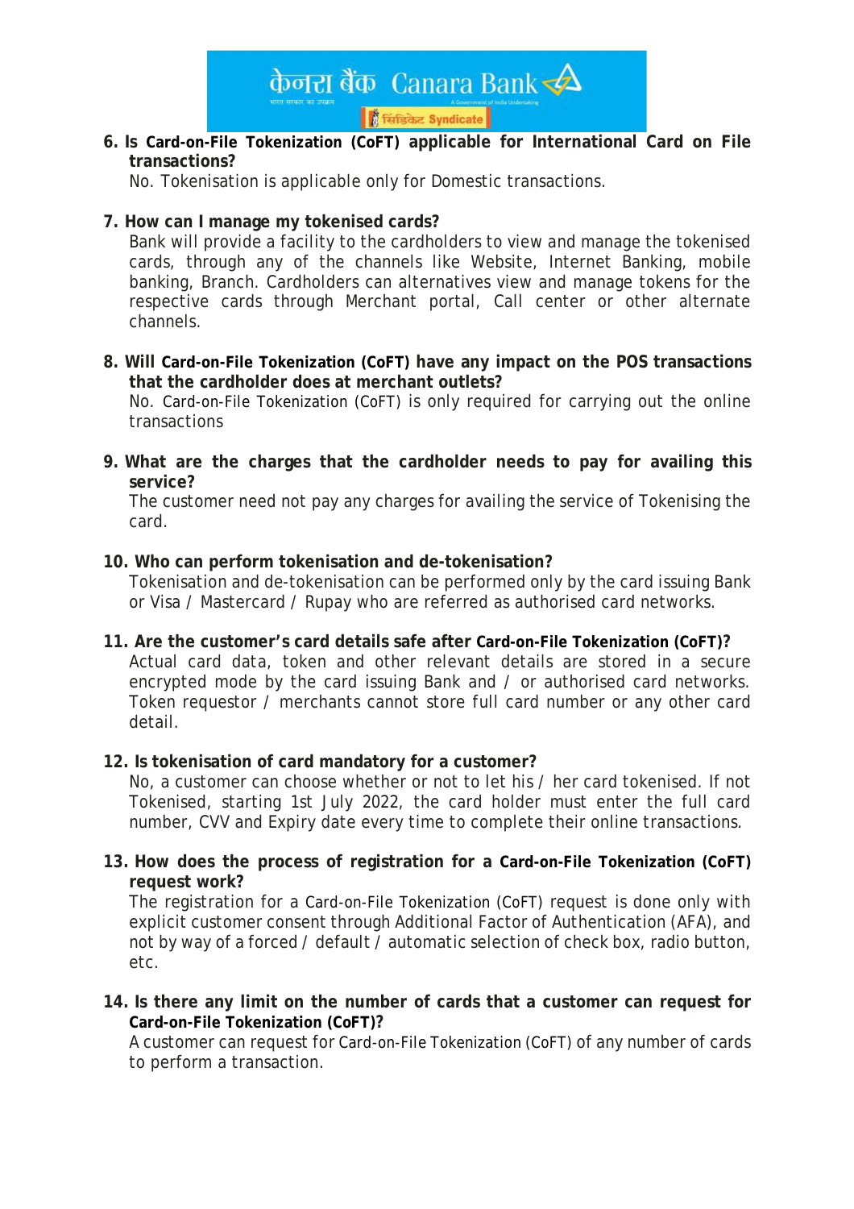6. **Is Card-on-File Tokenization (CoFT) applicable for International Card on File transactions?**
   No. Tokenisation is applicable only for Domestic transactions.

7. **How can I manage my tokenised cards?**
   Bank will provide a facility to the cardholders to view and manage the tokenised cards, through any of the channels like Website, Internet Banking, mobile banking, Branch. Cardholders can alternatives view and manage tokens for the respective cards through Merchant portal, Call center or other alternate channels.

8. **Will Card-on-File Tokenization (CoFT) have any impact on the POS transactions that the cardholder does at merchant outlets?**
   No. Card-on-File Tokenization (CoFT) is only required for carrying out the online transactions

9. **What are the charges that the cardholder needs to pay for availing this service?**
   The customer need not pay any charges for availing the service of Tokenising the card.

10. **Who can perform tokenisation and de-tokenisation?**
    Tokenisation and de-tokenisation can be performed only by the card issuing Bank or Visa / Mastercard / Rupay who are referred as authorised card networks.

11. **Are the customer's card details safe after Card-on-File Tokenization (CoFT)?**
    Actual card data, token and other relevant details are stored in a secure encrypted mode by the card issuing Bank and / or authorised card networks. Token requestor / merchants cannot store full card number or any other card detail.

12. **Is tokenisation of card mandatory for a customer?**
    No, a customer can choose whether or not to let his / her card tokenised. If not Tokenised, starting 1st July 2022, the card holder must enter the full card number, CVV and Expiry date every time to complete their online transactions.

13. **How does the process of registration for a Card-on-File Tokenization (CoFT) request work?**
    The registration for a Card-on-File Tokenization (CoFT) request is done only with explicit customer consent through Additional Factor of Authentication (AFA), and not by way of a forced / default / automatic selection of check box, radio button, etc.

14. **Is there any limit on the number of cards that a customer can request for Card-on-File Tokenization (CoFT)?**
    A customer can request for Card-on-File Tokenization (CoFT) of any number of cards to perform a transaction.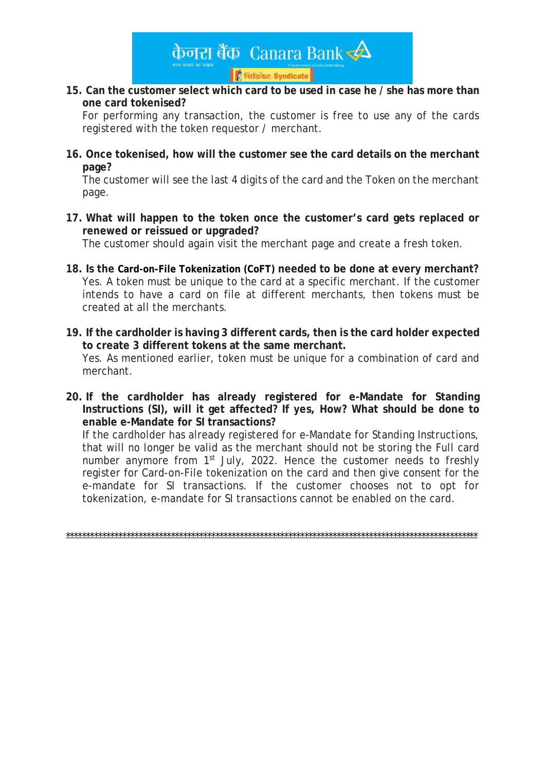15. **Can the customer select which card to be used in case he / she has more than one card tokenised?**
    For performing any transaction, the customer is free to use any of the cards registered with the token requestor / merchant.

16. **Once tokenised, how will the customer see the card details on the merchant page?**
    The customer will see the last 4 digits of the card and the Token on the merchant page.

17. **What will happen to the token once the customer's card gets replaced or renewed or reissued or upgraded?**
    The customer should again visit the merchant page and create a fresh token.

18. **Is the Card-on-File Tokenization (CoFT) needed to be done at every merchant?**
    Yes. A token must be unique to the card at a specific merchant. If the customer intends to have a card on file at different merchants, then tokens must be created at all the merchants.

19. **If the cardholder is having 3 different cards, then is the card holder expected to create 3 different tokens at the same merchant.**
    Yes. As mentioned earlier, token must be unique for a combination of card and merchant.

20. **If the cardholder has already registered for e-Mandate for Standing Instructions (SI), will it get affected? If yes, How? What should be done to enable e-Mandate for SI transactions?**
    If the cardholder has already registered for e-Mandate for Standing Instructions, that will no longer be valid as the merchant should not be storing the Full card number anymore from 1st July, 2022. Hence the customer needs to freshly register for Card-on-File tokenization on the card and then give consent for the e-mandate for SI transactions. If the customer chooses not to opt for tokenization, e-mandate for SI transactions cannot be enabled on the card.

************************************************************************************************